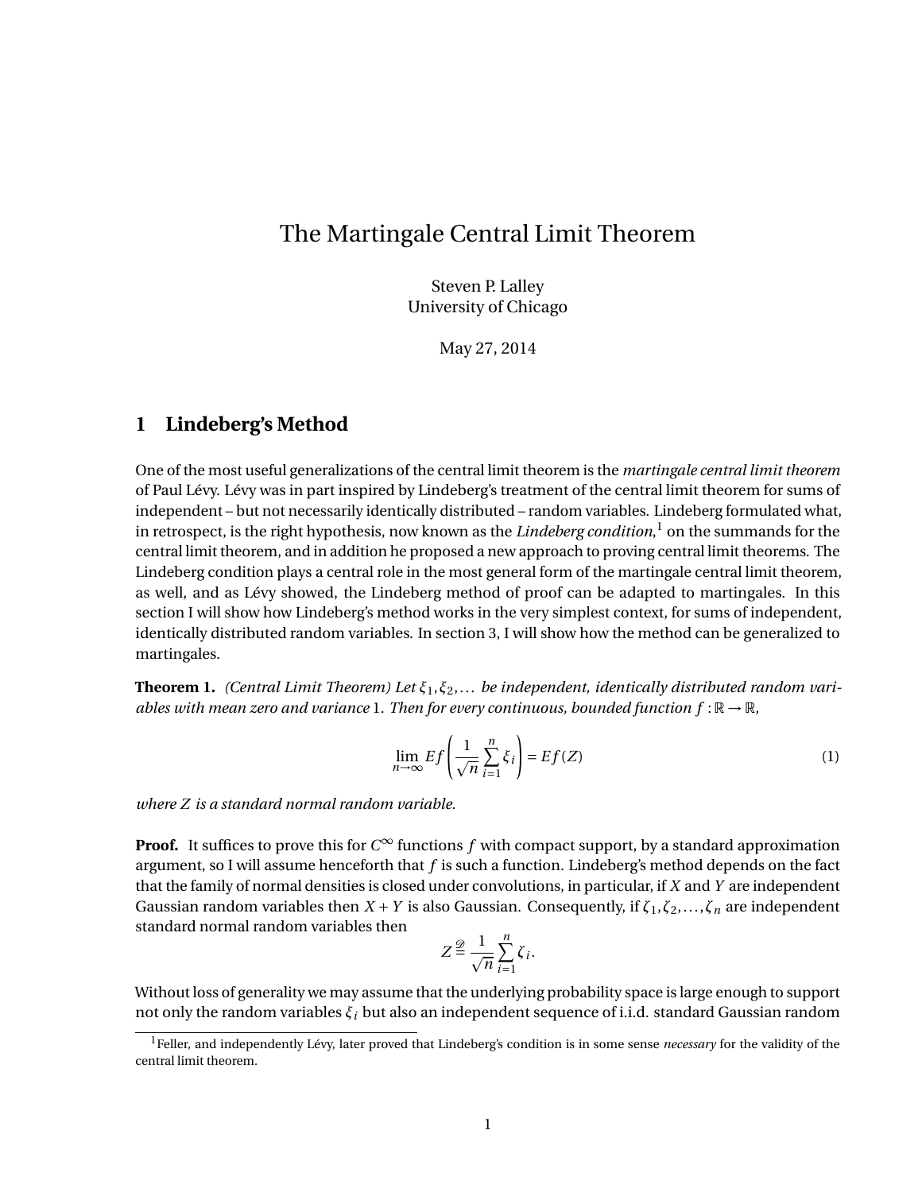# The Martingale Central Limit Theorem

Steven P. Lalley
University of Chicago

May 27, 2014

## 1 Lindeberg's Method

One of the most useful generalizations of the central limit theorem is the *martingale central limit theorem* of Paul Lévy. Lévy was in part inspired by Lindeberg's treatment of the central limit theorem for sums of independent – but not necessarily identically distributed – random variables. Lindeberg formulated what, in retrospect, is the right hypothesis, now known as the *Lindeberg condition*,[1] on the summands for the central limit theorem, and in addition he proposed a new approach to proving central limit theorems. The Lindeberg condition plays a central role in the most general form of the martingale central limit theorem, as well, and as Lévy showed, the Lindeberg method of proof can be adapted to martingales. In this section I will show how Lindeberg's method works in the very simplest context, for sums of independent, identically distributed random variables. In section 3, I will show how the method can be generalized to martingales.

**Theorem 1.** *(Central Limit Theorem) Let $\xi_1, \xi_2, \dots$ be independent, identically distributed random variables with mean zero and variance 1. Then for every continuous, bounded function $f : \mathbb{R} \to \mathbb{R}$,*

$$\lim_{n\to\infty} Ef\left(\frac{1}{\sqrt{n}}\sum_{i=1}^{n}\xi_i\right) = Ef(Z) \tag{1}$$

*where $Z$ is a standard normal random variable.*

**Proof.** It suffices to prove this for $C^\infty$ functions $f$ with compact support, by a standard approximation argument, so I will assume henceforth that $f$ is such a function. Lindeberg's method depends on the fact that the family of normal densities is closed under convolutions, in particular, if $X$ and $Y$ are independent Gaussian random variables then $X + Y$ is also Gaussian. Consequently, if $\zeta_1, \zeta_2, \dots, \zeta_n$ are independent standard normal random variables then

$$Z \stackrel{\mathscr{D}}{=} \frac{1}{\sqrt{n}}\sum_{i=1}^{n}\zeta_i.$$

Without loss of generality we may assume that the underlying probability space is large enough to support not only the random variables $\xi_i$ but also an independent sequence of i.i.d. standard Gaussian random

[1] Feller, and independently Lévy, later proved that Lindeberg's condition is in some sense *necessary* for the validity of the central limit theorem.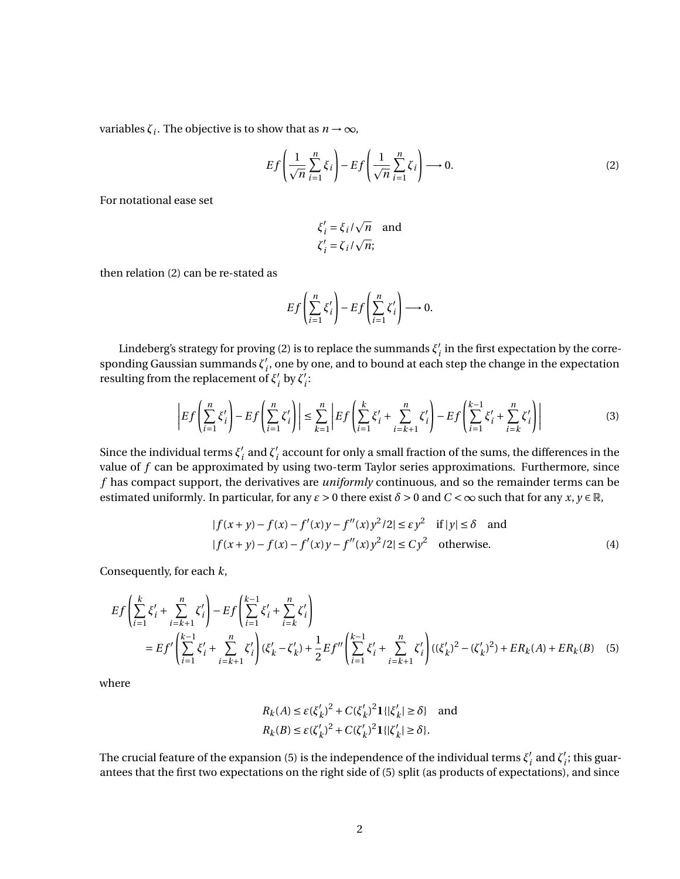variables $\zeta_i$. The objective is to show that as $n \to \infty$,

$$Ef\left(\frac{1}{\sqrt{n}}\sum_{i=1}^{n}\xi_i\right) - Ef\left(\frac{1}{\sqrt{n}}\sum_{i=1}^{n}\zeta_i\right) \longrightarrow 0. \tag{2}$$

For notational ease set

$$\xi_i' = \xi_i/\sqrt{n} \quad \text{and}$$
$$\zeta_i' = \zeta_i/\sqrt{n};$$

then relation (2) can be re-stated as

$$Ef\left(\sum_{i=1}^{n}\xi_i'\right) - Ef\left(\sum_{i=1}^{n}\zeta_i'\right) \longrightarrow 0.$$

Lindeberg's strategy for proving (2) is to replace the summands $\xi_i'$ in the first expectation by the corresponding Gaussian summands $\zeta_i'$, one by one, and to bound at each step the change in the expectation resulting from the replacement of $\xi_i'$ by $\zeta_i'$:

$$\left|Ef\left(\sum_{i=1}^{n}\xi_i'\right) - Ef\left(\sum_{i=1}^{n}\zeta_i'\right)\right| \le \sum_{k=1}^{n}\left|Ef\left(\sum_{i=1}^{k}\xi_i' + \sum_{i=k+1}^{n}\zeta_i'\right) - Ef\left(\sum_{i=1}^{k-1}\xi_i' + \sum_{i=k}^{n}\zeta_i'\right)\right| \tag{3}$$

Since the individual terms $\xi_i'$ and $\zeta_i'$ account for only a small fraction of the sums, the differences in the value of $f$ can be approximated by using two-term Taylor series approximations. Furthermore, since $f$ has compact support, the derivatives are *uniformly* continuous, and so the remainder terms can be estimated uniformly. In particular, for any $\varepsilon > 0$ there exist $\delta > 0$ and $C < \infty$ such that for any $x, y \in \mathbb{R}$,

$$|f(x+y) - f(x) - f'(x)y - f''(x)y^2/2| \le \varepsilon y^2 \quad \text{if } |y| \le \delta \quad \text{and}$$
$$|f(x+y) - f(x) - f'(x)y - f''(x)y^2/2| \le Cy^2 \quad \text{otherwise.} \tag{4}$$

Consequently, for each $k$,

$$\begin{aligned}
&Ef\left(\sum_{i=1}^{k}\xi_i' + \sum_{i=k+1}^{n}\zeta_i'\right) - Ef\left(\sum_{i=1}^{k-1}\xi_i' + \sum_{i=k}^{n}\zeta_i'\right) \\
&\quad = Ef'\left(\sum_{i=1}^{k-1}\xi_i' + \sum_{i=k+1}^{n}\zeta_i'\right)(\xi_k' - \zeta_k') + \frac{1}{2}Ef''\left(\sum_{i=1}^{k-1}\xi_i' + \sum_{i=k+1}^{n}\zeta_i'\right)((\xi_k')^2 - (\zeta_k')^2) + ER_k(A) + ER_k(B)
\end{aligned} \tag{5}$$

where

$$R_k(A) \le \varepsilon(\xi_k')^2 + C(\xi_k')^2\mathbf{1}\{|\xi_k'| \ge \delta\} \quad \text{and}$$
$$R_k(B) \le \varepsilon(\zeta_k')^2 + C(\zeta_k')^2\mathbf{1}\{|\zeta_k'| \ge \delta\}.$$

The crucial feature of the expansion (5) is the independence of the individual terms $\xi_i'$ and $\zeta_i'$; this guarantees that the first two expectations on the right side of (5) split (as products of expectations), and since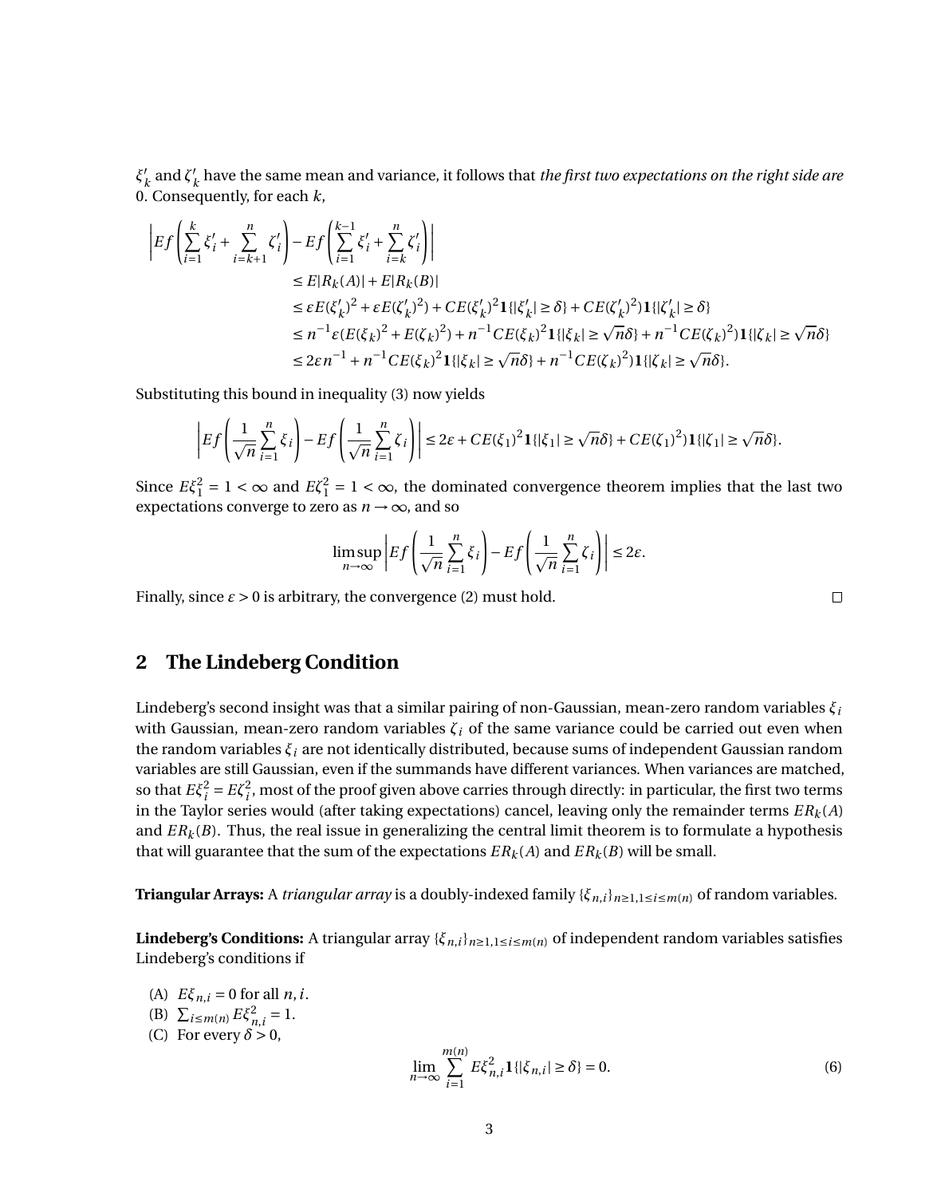$\xi'_k$ and $\zeta'_k$ have the same mean and variance, it follows that *the first two expectations on the right side are* 0. Consequently, for each $k$,

$$
\begin{aligned}
&\left| Ef\left(\sum_{i=1}^{k}\xi'_i + \sum_{i=k+1}^{n}\zeta'_i\right) - Ef\left(\sum_{i=1}^{k-1}\xi'_i + \sum_{i=k}^{n}\zeta'_i\right)\right| \\
&\qquad\qquad \le E|R_k(A)| + E|R_k(B)| \\
&\qquad\qquad \le \varepsilon E(\xi'_k)^2 + \varepsilon E(\zeta'_k)^2) + CE(\xi'_k)^2\mathbf{1}\{|\xi'_k| \ge \delta\} + CE(\zeta'_k)^2)\mathbf{1}\{|\zeta'_k| \ge \delta\} \\
&\qquad\qquad \le n^{-1}\varepsilon(E(\xi_k)^2 + E(\zeta_k)^2) + n^{-1}CE(\xi_k)^2\mathbf{1}\{|\xi_k| \ge \sqrt{n}\delta\} + n^{-1}CE(\zeta_k)^2)\mathbf{1}\{|\zeta_k| \ge \sqrt{n}\delta\} \\
&\qquad\qquad \le 2\varepsilon n^{-1} + n^{-1}CE(\xi_k)^2\mathbf{1}\{|\xi_k| \ge \sqrt{n}\delta\} + n^{-1}CE(\zeta_k)^2)\mathbf{1}\{|\zeta_k| \ge \sqrt{n}\delta\}.
\end{aligned}
$$

Substituting this bound in inequality (3) now yields

$$
\left| Ef\left(\frac{1}{\sqrt{n}}\sum_{i=1}^{n}\xi_i\right) - Ef\left(\frac{1}{\sqrt{n}}\sum_{i=1}^{n}\zeta_i\right)\right| \le 2\varepsilon + CE(\xi_1)^2\mathbf{1}\{|\xi_1| \ge \sqrt{n}\delta\} + CE(\zeta_1)^2)\mathbf{1}\{|\zeta_1| \ge \sqrt{n}\delta\}.
$$

Since $E\xi_1^2 = 1 < \infty$ and $E\zeta_1^2 = 1 < \infty$, the dominated convergence theorem implies that the last two expectations converge to zero as $n \to \infty$, and so

$$
\limsup_{n\to\infty}\left| Ef\left(\frac{1}{\sqrt{n}}\sum_{i=1}^{n}\xi_i\right) - Ef\left(\frac{1}{\sqrt{n}}\sum_{i=1}^{n}\zeta_i\right)\right| \le 2\varepsilon.
$$

Finally, since $\varepsilon > 0$ is arbitrary, the convergence (2) must hold. □

## 2 The Lindeberg Condition

Lindeberg's second insight was that a similar pairing of non-Gaussian, mean-zero random variables $\xi_i$ with Gaussian, mean-zero random variables $\zeta_i$ of the same variance could be carried out even when the random variables $\xi_i$ are not identically distributed, because sums of independent Gaussian random variables are still Gaussian, even if the summands have different variances. When variances are matched, so that $E\xi_i^2 = E\zeta_i^2$, most of the proof given above carries through directly: in particular, the first two terms in the Taylor series would (after taking expectations) cancel, leaving only the remainder terms $ER_k(A)$ and $ER_k(B)$. Thus, the real issue in generalizing the central limit theorem is to formulate a hypothesis that will guarantee that the sum of the expectations $ER_k(A)$ and $ER_k(B)$ will be small.

**Triangular Arrays:** A *triangular array* is a doubly-indexed family $\{\xi_{n,i}\}_{n\ge1, 1\le i\le m(n)}$ of random variables.

**Lindeberg's Conditions:** A triangular array $\{\xi_{n,i}\}_{n\ge1, 1\le i\le m(n)}$ of independent random variables satisfies Lindeberg's conditions if

(A) $E\xi_{n,i} = 0$ for all $n, i$.
(B) $\sum_{i\le m(n)} E\xi_{n,i}^2 = 1$.
(C) For every $\delta > 0$,

$$
\lim_{n\to\infty}\sum_{i=1}^{m(n)} E\xi_{n,i}^2\mathbf{1}\{|\xi_{n,i}| \ge \delta\} = 0. \tag{6}
$$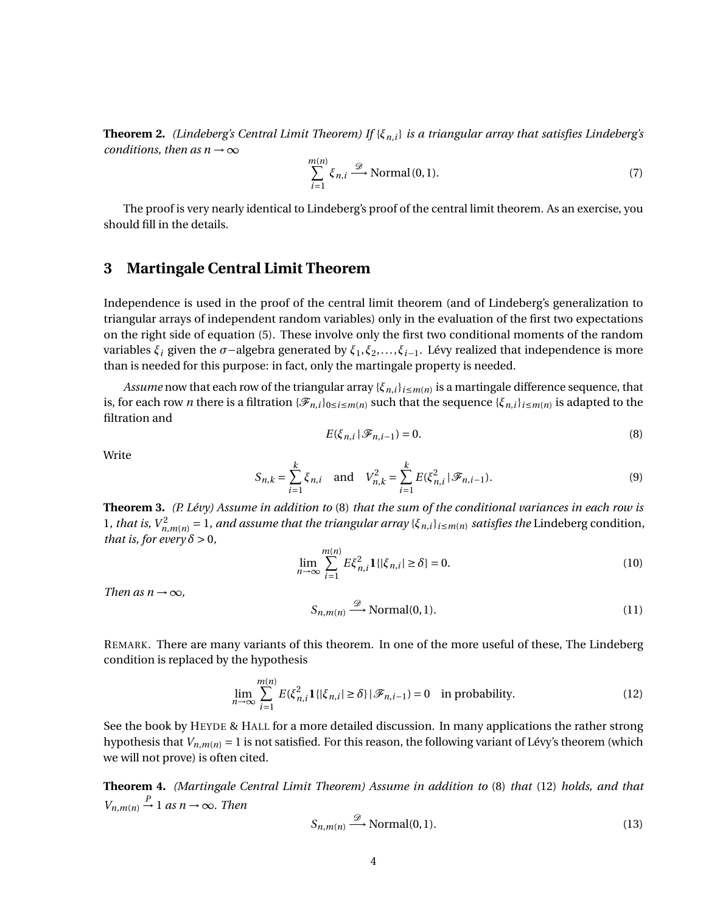**Theorem 2.** *(Lindeberg's Central Limit Theorem) If $\{\xi_{n,i}\}$ is a triangular array that satisfies Lindeberg's conditions, then as $n \to \infty$*

$$\sum_{i=1}^{m(n)} \xi_{n,i} \xrightarrow{\mathscr{D}} \text{Normal}\,(0,1). \tag{7}$$

The proof is very nearly identical to Lindeberg's proof of the central limit theorem. As an exercise, you should fill in the details.

## 3 Martingale Central Limit Theorem

Independence is used in the proof of the central limit theorem (and of Lindeberg's generalization to triangular arrays of independent random variables) only in the evaluation of the first two expectations on the right side of equation (5). These involve only the first two conditional moments of the random variables $\xi_i$ given the $\sigma$-algebra generated by $\xi_1, \xi_2, \dots, \xi_{i-1}$. Lévy realized that independence is more than is needed for this purpose: in fact, only the martingale property is needed.

*Assume* now that each row of the triangular array $\{\xi_{n,i}\}_{i \le m(n)}$ is a martingale difference sequence, that is, for each row $n$ there is a filtration $\{\mathscr{F}_{n,i}\}_{0 \le i \le m(n)}$ such that the sequence $\{\xi_{n,i}\}_{i \le m(n)}$ is adapted to the filtration and

$$E(\xi_{n,i} \,|\, \mathscr{F}_{n,i-1}) = 0. \tag{8}$$

Write

$$S_{n,k} = \sum_{i=1}^{k} \xi_{n,i} \quad \text{and} \quad V_{n,k}^2 = \sum_{i=1}^{k} E(\xi_{n,i}^2 \,|\, \mathscr{F}_{n,i-1}). \tag{9}$$

**Theorem 3.** *(P. Lévy) Assume in addition to* (8) *that the sum of the conditional variances in each row is* 1*, that is, $V_{n,m(n)}^2 = 1$, and assume that the triangular array $\{\xi_{n,i}\}_{i \le m(n)}$ satisfies the* Lindeberg condition*, that is, for every $\delta > 0$,*

$$\lim_{n \to \infty} \sum_{i=1}^{m(n)} E\xi_{n,i}^2 \mathbf{1}\{|\xi_{n,i}| \ge \delta\} = 0. \tag{10}$$

*Then as $n \to \infty$,*

$$S_{n,m(n)} \xrightarrow{\mathscr{D}} \text{Normal}(0,1). \tag{11}$$

REMARK. There are many variants of this theorem. In one of the more useful of these, The Lindeberg condition is replaced by the hypothesis

$$\lim_{n \to \infty} \sum_{i=1}^{m(n)} E(\xi_{n,i}^2 \mathbf{1}\{|\xi_{n,i}| \ge \delta\} \,|\, \mathscr{F}_{n,i-1}) = 0 \quad \text{in probability.} \tag{12}$$

See the book by HEYDE & HALL for a more detailed discussion. In many applications the rather strong hypothesis that $V_{n,m(n)} = 1$ is not satisfied. For this reason, the following variant of Lévy's theorem (which we will not prove) is often cited.

**Theorem 4.** *(Martingale Central Limit Theorem) Assume in addition to* (8) *that* (12) *holds, and that $V_{n,m(n)} \xrightarrow{P} 1$ as $n \to \infty$. Then*

$$S_{n,m(n)} \xrightarrow{\mathscr{D}} \text{Normal}(0,1). \tag{13}$$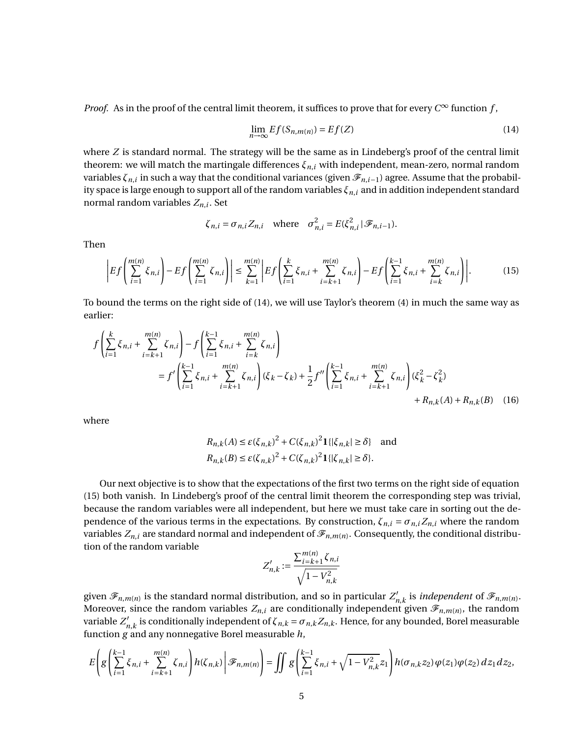*Proof.* As in the proof of the central limit theorem, it suffices to prove that for every $C^\infty$ function $f$,

$$\lim_{n\to\infty} Ef(S_{n,m(n)}) = Ef(Z) \tag{14}$$

where $Z$ is standard normal. The strategy will be the same as in Lindeberg's proof of the central limit theorem: we will match the martingale differences $\xi_{n,i}$ with independent, mean-zero, normal random variables $\zeta_{n,i}$ in such a way that the conditional variances (given $\mathscr{F}_{n,i-1}$) agree. Assume that the probability space is large enough to support all of the random variables $\xi_{n,i}$ and in addition independent standard normal random variables $Z_{n,i}$. Set

$$\zeta_{n,i} = \sigma_{n,i} Z_{n,i} \quad \text{where} \quad \sigma_{n,i}^2 = E(\xi_{n,i}^2 \,|\, \mathscr{F}_{n,i-1}).$$

Then

$$\left| Ef\left(\sum_{i=1}^{m(n)} \xi_{n,i}\right) - Ef\left(\sum_{i=1}^{m(n)} \zeta_{n,i}\right) \right| \le \sum_{k=1}^{m(n)} \left| Ef\left(\sum_{i=1}^{k} \xi_{n,i} + \sum_{i=k+1}^{m(n)} \zeta_{n,i}\right) - Ef\left(\sum_{i=1}^{k-1} \xi_{n,i} + \sum_{i=k}^{m(n)} \zeta_{n,i}\right) \right|. \tag{15}$$

To bound the terms on the right side of (14), we will use Taylor's theorem (4) in much the same way as earlier:

$$\begin{aligned}
f&\left(\sum_{i=1}^{k} \xi_{n,i} + \sum_{i=k+1}^{m(n)} \zeta_{n,i}\right) - f\left(\sum_{i=1}^{k-1} \xi_{n,i} + \sum_{i=k}^{m(n)} \zeta_{n,i}\right) \\
&= f'\left(\sum_{i=1}^{k-1} \xi_{n,i} + \sum_{i=k+1}^{m(n)} \zeta_{n,i}\right)(\xi_k - \zeta_k) + \frac{1}{2} f''\left(\sum_{i=1}^{k-1} \xi_{n,i} + \sum_{i=k+1}^{m(n)} \zeta_{n,i}\right)(\xi_k^2 - \zeta_k^2) \\
&\qquad + R_{n,k}(A) + R_{n,k}(B) \qquad (16)
\end{aligned}$$

where

$$\begin{aligned}
R_{n,k}(A) &\le \varepsilon(\xi_{n,k})^2 + C(\xi_{n,k})^2 \mathbf{1}\{|\xi_{n,k}| \ge \delta\} \quad \text{and} \\
R_{n,k}(B) &\le \varepsilon(\zeta_{n,k})^2 + C(\zeta_{n,k})^2 \mathbf{1}\{|\zeta_{n,k}| \ge \delta\}.
\end{aligned}$$

Our next objective is to show that the expectations of the first two terms on the right side of equation (15) both vanish. In Lindeberg's proof of the central limit theorem the corresponding step was trivial, because the random variables were all independent, but here we must take care in sorting out the dependence of the various terms in the expectations. By construction, $\zeta_{n,i} = \sigma_{n,i} Z_{n,i}$ where the random variables $Z_{n,i}$ are standard normal and independent of $\mathscr{F}_{n,m(n)}$. Consequently, the conditional distribution of the random variable

$$Z'_{n,k} := \frac{\sum_{i=k+1}^{m(n)} \zeta_{n,i}}{\sqrt{1 - V_{n,k}^2}}$$

given $\mathscr{F}_{n,m(n)}$ is the standard normal distribution, and so in particular $Z'_{n,k}$ is *independent* of $\mathscr{F}_{n,m(n)}$. Moreover, since the random variables $Z_{n,i}$ are conditionally independent given $\mathscr{F}_{n,m(n)}$, the random variable $Z'_{n,k}$ is conditionally independent of $\zeta_{n,k} = \sigma_{n,k} Z_{n,k}$. Hence, for any bounded, Borel measurable function $g$ and any nonnegative Borel measurable $h$,

$$E\left( g\left(\sum_{i=1}^{k-1} \xi_{n,i} + \sum_{i=k+1}^{m(n)} \zeta_{n,i}\right) h(\zeta_{n,k}) \,\middle|\, \mathscr{F}_{n,m(n)} \right) = \iint g\left(\sum_{i=1}^{k-1} \xi_{n,i} + \sqrt{1 - V_{n,k}^2}\, z_1\right) h(\sigma_{n,k} z_2)\, \varphi(z_1)\varphi(z_2)\, dz_1\, dz_2,$$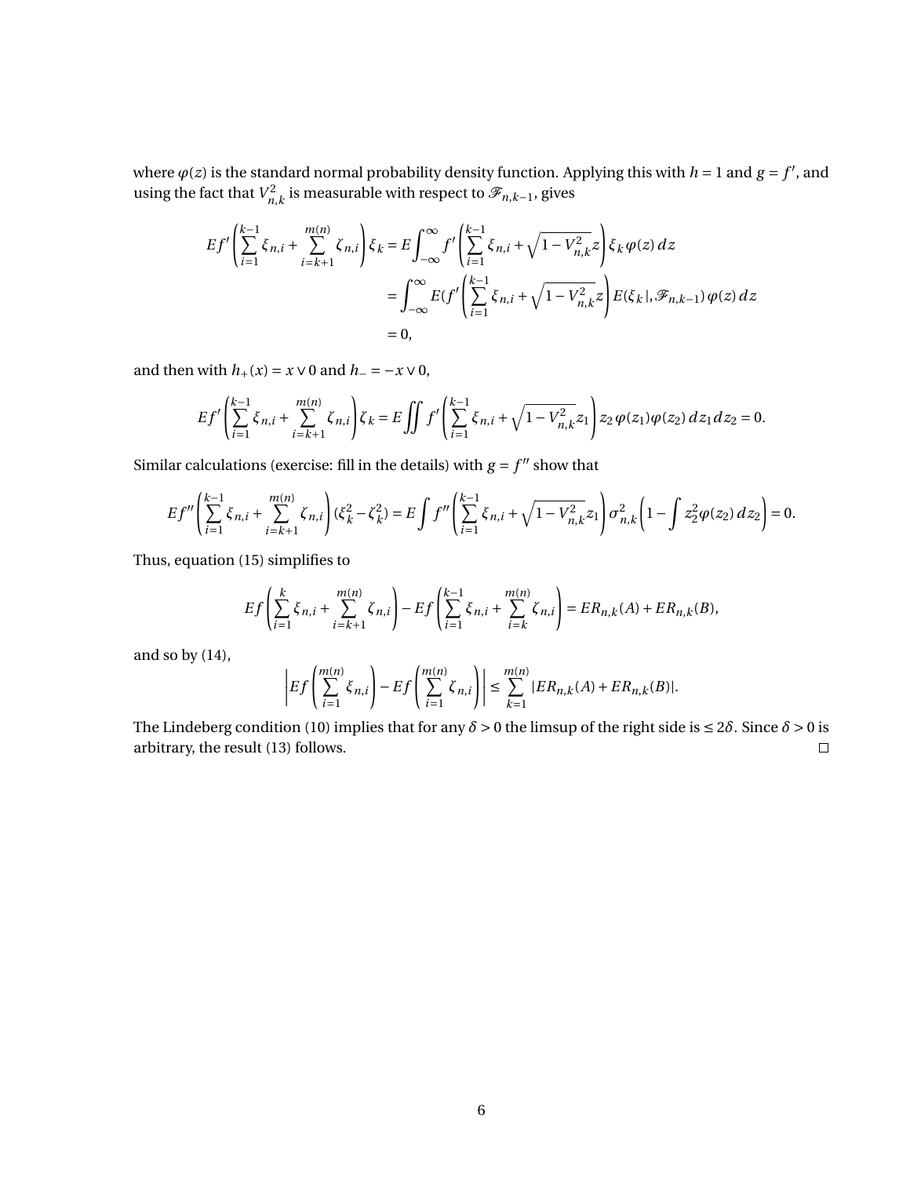where $\varphi(z)$ is the standard normal probability density function. Applying this with $h = 1$ and $g = f'$, and using the fact that $V_{n,k}^2$ is measurable with respect to $\mathscr{F}_{n,k-1}$, gives

$$
\begin{aligned}
Ef'\left(\sum_{i=1}^{k-1}\xi_{n,i}+\sum_{i=k+1}^{m(n)}\zeta_{n,i}\right)\xi_k &= E\int_{-\infty}^{\infty} f'\left(\sum_{i=1}^{k-1}\xi_{n,i}+\sqrt{1-V_{n,k}^2}\,z\right)\xi_k\,\varphi(z)\,dz \\
&= \int_{-\infty}^{\infty} E(f'\left(\sum_{i=1}^{k-1}\xi_{n,i}+\sqrt{1-V_{n,k}^2}\,z\right)E(\xi_k\,|,\mathscr{F}_{n,k-1})\,\varphi(z)\,dz \\
&= 0,
\end{aligned}
$$

and then with $h_+(x) = x \vee 0$ and $h_- = -x \vee 0$,

$$
Ef'\left(\sum_{i=1}^{k-1}\xi_{n,i}+\sum_{i=k+1}^{m(n)}\zeta_{n,i}\right)\zeta_k = E\iint f'\left(\sum_{i=1}^{k-1}\xi_{n,i}+\sqrt{1-V_{n,k}^2}\,z_1\right)z_2\,\varphi(z_1)\varphi(z_2)\,dz_1\,dz_2 = 0.
$$

Similar calculations (exercise: fill in the details) with $g = f''$ show that

$$
Ef''\left(\sum_{i=1}^{k-1}\xi_{n,i}+\sum_{i=k+1}^{m(n)}\zeta_{n,i}\right)(\xi_k^2-\zeta_k^2) = E\int f''\left(\sum_{i=1}^{k-1}\xi_{n,i}+\sqrt{1-V_{n,k}^2}\,z_1\right)\sigma_{n,k}^2\left(1-\int z_2^2\varphi(z_2)\,dz_2\right) = 0.
$$

Thus, equation (15) simplifies to

$$
Ef\left(\sum_{i=1}^{k}\xi_{n,i}+\sum_{i=k+1}^{m(n)}\zeta_{n,i}\right) - Ef\left(\sum_{i=1}^{k-1}\xi_{n,i}+\sum_{i=k}^{m(n)}\zeta_{n,i}\right) = ER_{n,k}(A)+ER_{n,k}(B),
$$

and so by (14),

$$
\left|Ef\left(\sum_{i=1}^{m(n)}\xi_{n,i}\right)-Ef\left(\sum_{i=1}^{m(n)}\zeta_{n,i}\right)\right| \le \sum_{k=1}^{m(n)}|ER_{n,k}(A)+ER_{n,k}(B)|.
$$

The Lindeberg condition (10) implies that for any $\delta > 0$ the limsup of the right side is $\le 2\delta$. Since $\delta > 0$ is arbitrary, the result (13) follows. □